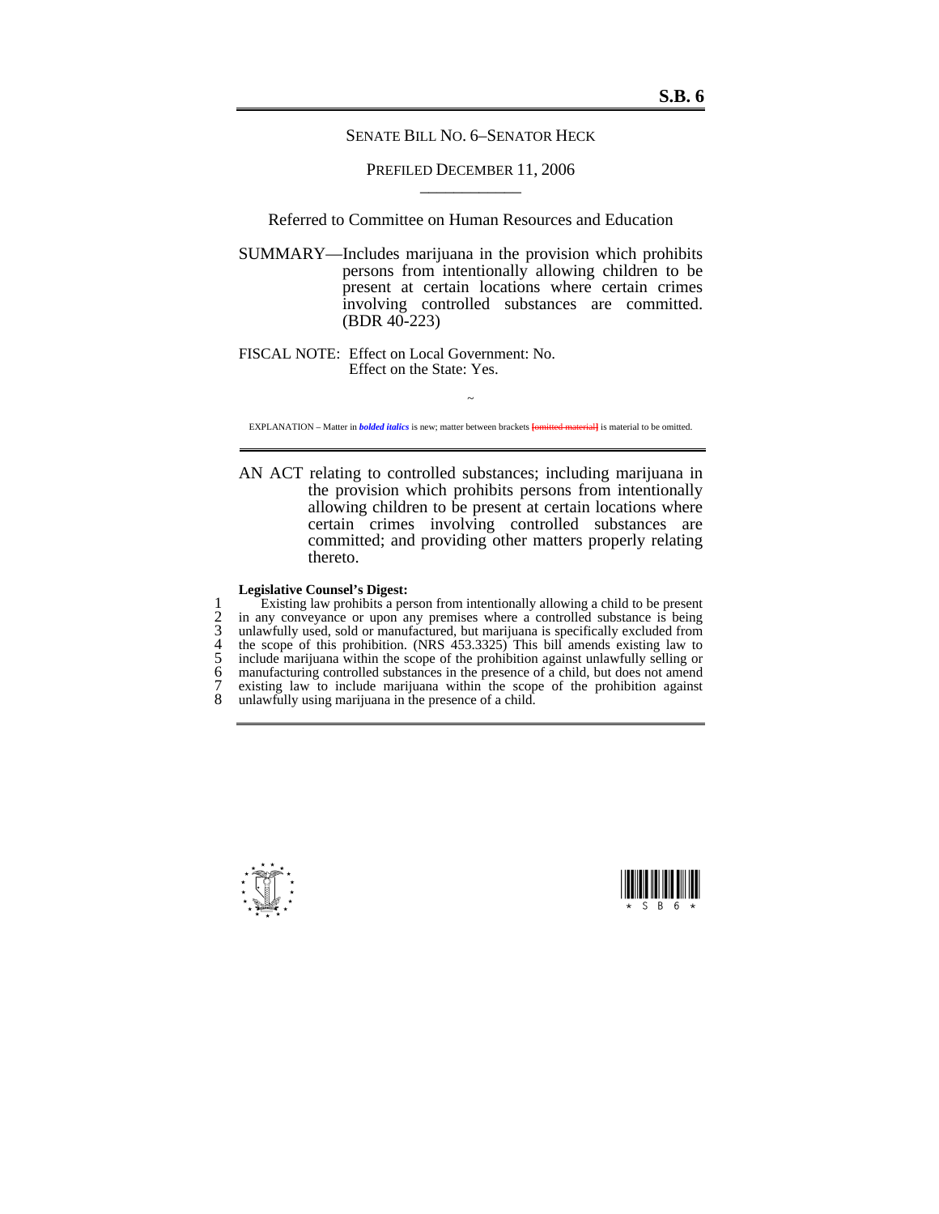**S.B. 6**

SENATE BILL NO. 6–SENATOR HECK

PREFILED DECEMBER 11, 2006

Referred to Committee on Human Resources and Education

SUMMARY—Includes marijuana in the provision which prohibits persons from intentionally allowing children to be present at certain locations where certain crimes involving controlled substances are committed. (BDR 40-223)

FISCAL NOTE: Effect on Local Government: No.
Effect on the State: Yes.

~

EXPLANATION – Matter in ***bolded italics*** is new; matter between brackets [~~omitted material~~] is material to be omitted.

AN ACT relating to controlled substances; including marijuana in the provision which prohibits persons from intentionally allowing children to be present at certain locations where certain crimes involving controlled substances are committed; and providing other matters properly relating thereto.

**Legislative Counsel's Digest:**

1 Existing law prohibits a person from intentionally allowing a child to be present
2 in any conveyance or upon any premises where a controlled substance is being
3 unlawfully used, sold or manufactured, but marijuana is specifically excluded from
4 the scope of this prohibition. (NRS 453.3325) This bill amends existing law to
5 include marijuana within the scope of the prohibition against unlawfully selling or
6 manufacturing controlled substances in the presence of a child, but does not amend
7 existing law to include marijuana within the scope of the prohibition against
8 unlawfully using marijuana in the presence of a child.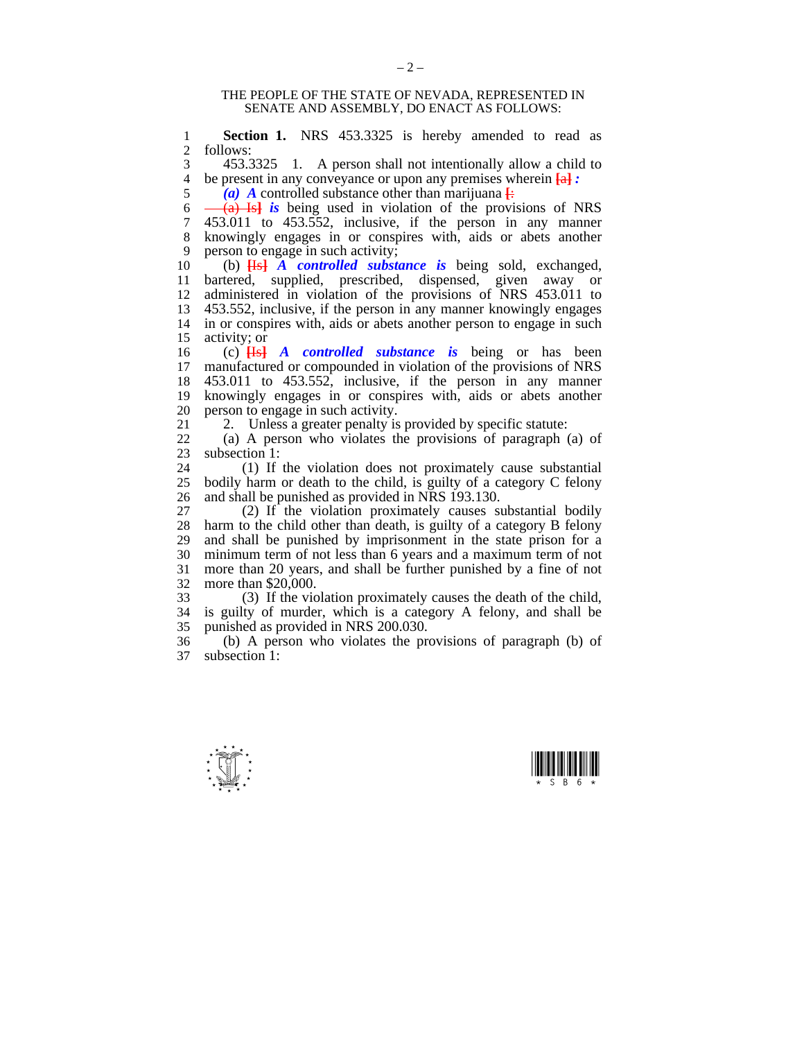THE PEOPLE OF THE STATE OF NEVADA, REPRESENTED IN SENATE AND ASSEMBLY, DO ENACT AS FOLLOWS:

**Section 1.** NRS 453.3325 is hereby amended to read as follows:

453.3325 1. A person shall not intentionally allow a child to be present in any conveyance or upon any premises wherein [a] ***:***

***(a) A*** controlled substance other than marijuana [:

(a) Is] ***is*** being used in violation of the provisions of NRS 453.011 to 453.552, inclusive, if the person in any manner knowingly engages in or conspires with, aids or abets another person to engage in such activity;

(b) [Is] ***A controlled substance is*** being sold, exchanged, bartered, supplied, prescribed, dispensed, given away or administered in violation of the provisions of NRS 453.011 to 453.552, inclusive, if the person in any manner knowingly engages in or conspires with, aids or abets another person to engage in such activity; or

(c) [Is] ***A controlled substance is*** being or has been manufactured or compounded in violation of the provisions of NRS 453.011 to 453.552, inclusive, if the person in any manner knowingly engages in or conspires with, aids or abets another person to engage in such activity.

2. Unless a greater penalty is provided by specific statute:

(a) A person who violates the provisions of paragraph (a) of subsection 1:

(1) If the violation does not proximately cause substantial bodily harm or death to the child, is guilty of a category C felony and shall be punished as provided in NRS 193.130.

(2) If the violation proximately causes substantial bodily harm to the child other than death, is guilty of a category B felony and shall be punished by imprisonment in the state prison for a minimum term of not less than 6 years and a maximum term of not more than 20 years, and shall be further punished by a fine of not more than $20,000.

(3) If the violation proximately causes the death of the child, is guilty of murder, which is a category A felony, and shall be punished as provided in NRS 200.030.

(b) A person who violates the provisions of paragraph (b) of subsection 1: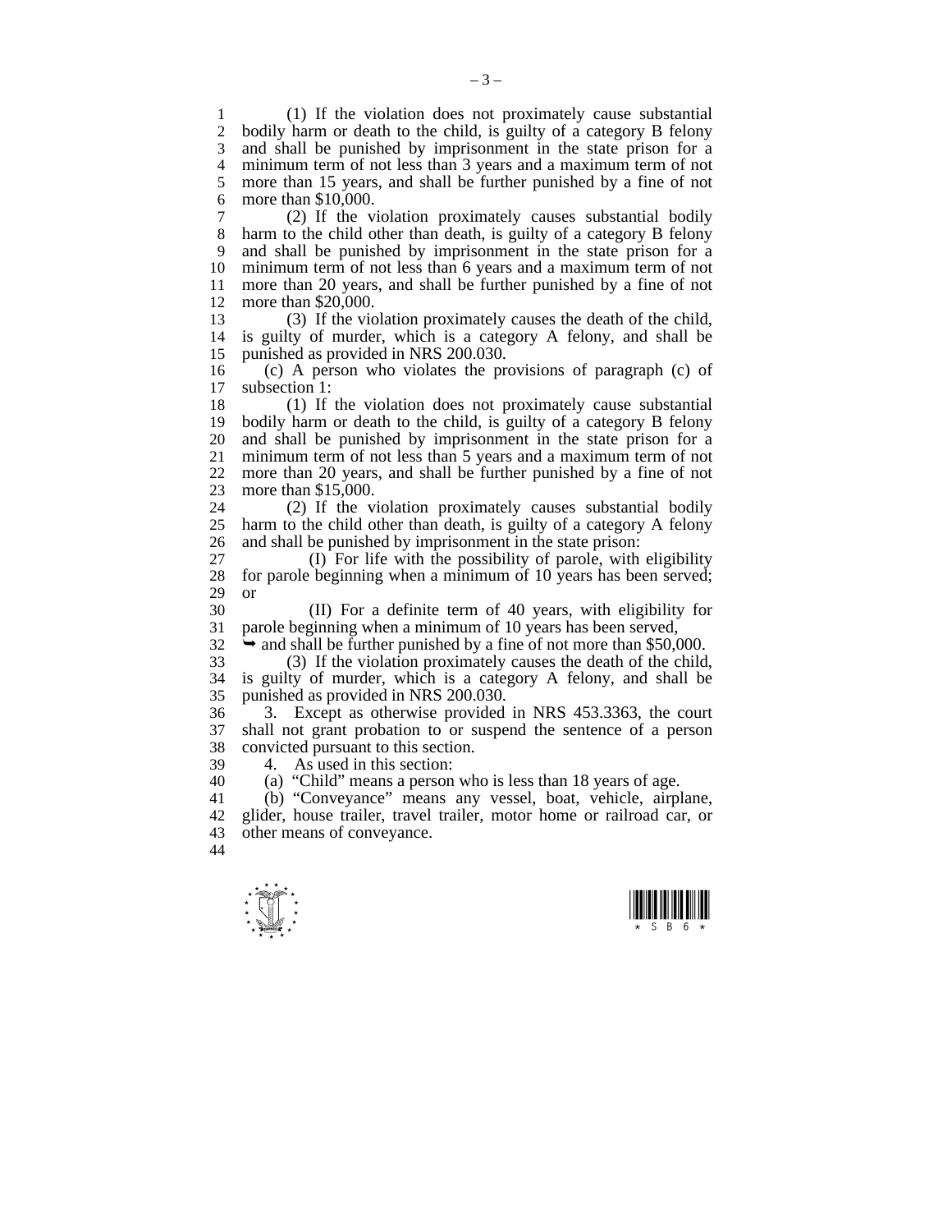(1) If the violation does not proximately cause substantial bodily harm or death to the child, is guilty of a category B felony and shall be punished by imprisonment in the state prison for a minimum term of not less than 3 years and a maximum term of not more than 15 years, and shall be further punished by a fine of not more than $10,000.

(2) If the violation proximately causes substantial bodily harm to the child other than death, is guilty of a category B felony and shall be punished by imprisonment in the state prison for a minimum term of not less than 6 years and a maximum term of not more than 20 years, and shall be further punished by a fine of not more than $20,000.

(3) If the violation proximately causes the death of the child, is guilty of murder, which is a category A felony, and shall be punished as provided in NRS 200.030.

(c) A person who violates the provisions of paragraph (c) of subsection 1:

(1) If the violation does not proximately cause substantial bodily harm or death to the child, is guilty of a category B felony and shall be punished by imprisonment in the state prison for a minimum term of not less than 5 years and a maximum term of not more than 20 years, and shall be further punished by a fine of not more than $15,000.

(2) If the violation proximately causes substantial bodily harm to the child other than death, is guilty of a category A felony and shall be punished by imprisonment in the state prison:

(I) For life with the possibility of parole, with eligibility for parole beginning when a minimum of 10 years has been served; or

(II) For a definite term of 40 years, with eligibility for parole beginning when a minimum of 10 years has been served,

➥ and shall be further punished by a fine of not more than $50,000.

(3) If the violation proximately causes the death of the child, is guilty of murder, which is a category A felony, and shall be punished as provided in NRS 200.030.

3. Except as otherwise provided in NRS 453.3363, the court shall not grant probation to or suspend the sentence of a person convicted pursuant to this section.

4. As used in this section:

(a) "Child" means a person who is less than 18 years of age.

(b) "Conveyance" means any vessel, boat, vehicle, airplane, glider, house trailer, travel trailer, motor home or railroad car, or other means of conveyance.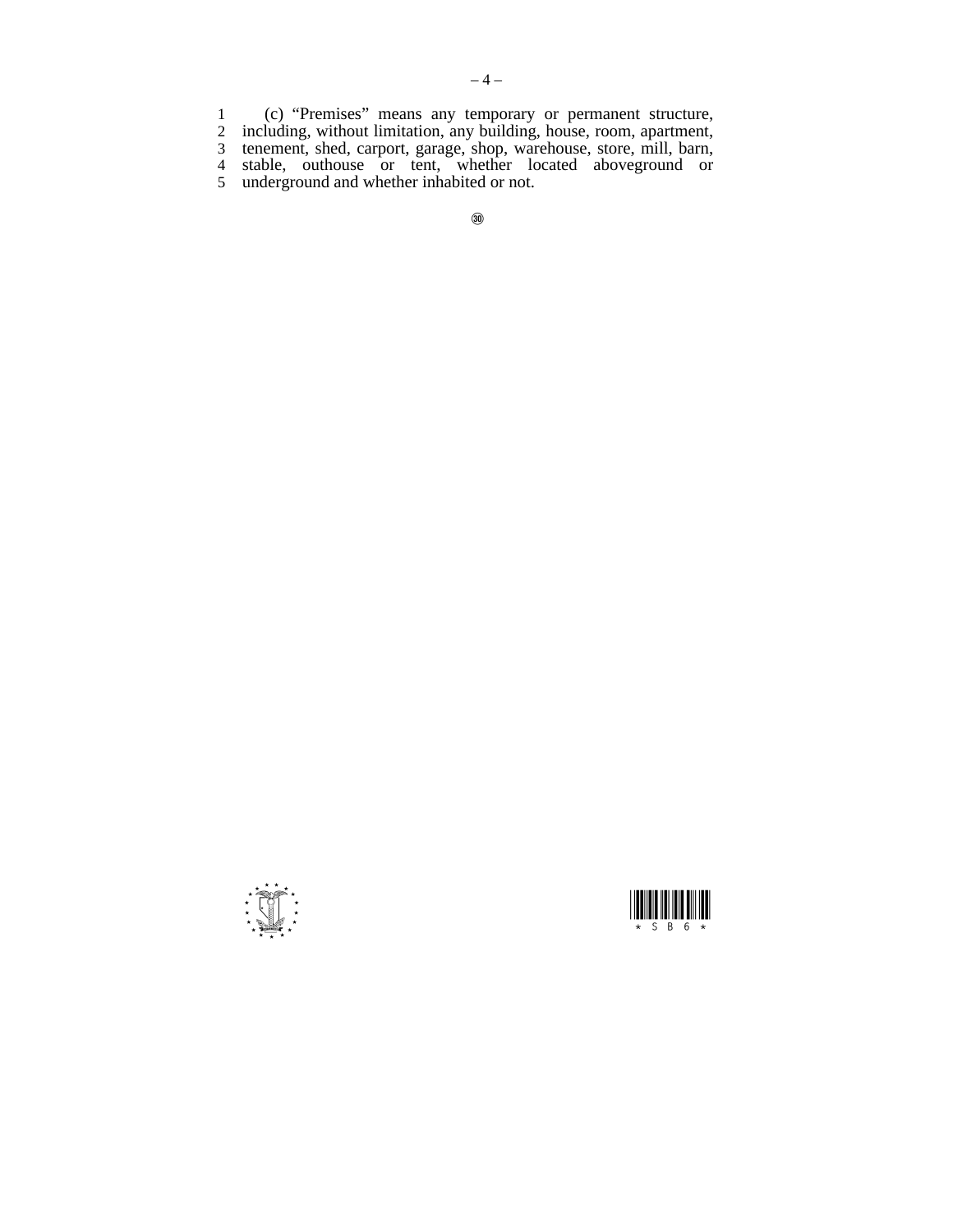(c) "Premises" means any temporary or permanent structure, including, without limitation, any building, house, room, apartment, tenement, shed, carport, garage, shop, warehouse, store, mill, barn, stable, outhouse or tent, whether located aboveground or underground and whether inhabited or not.

㉚